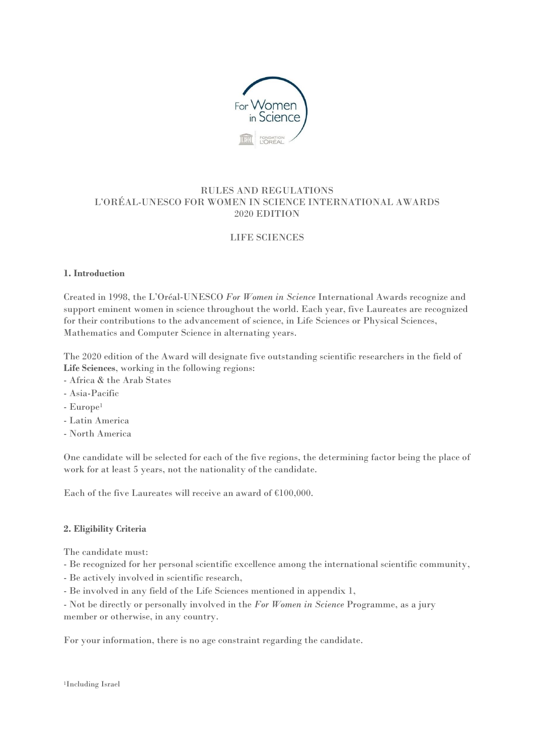RULES AND REGULATIONS
L'ORÉAL-UNESCO FOR WOMEN IN SCIENCE INTERNATIONAL AWARDS
2020 EDITION

LIFE SCIENCES

## 1. Introduction

Created in 1998, the L'Oréal-UNESCO *For Women in Science* International Awards recognize and support eminent women in science throughout the world. Each year, five Laureates are recognized for their contributions to the advancement of science, in Life Sciences or Physical Sciences, Mathematics and Computer Science in alternating years.

The 2020 edition of the Award will designate five outstanding scientific researchers in the field of **Life Sciences**, working in the following regions:

- Africa & the Arab States
- Asia-Pacific
- Europe[1]
- Latin America
- North America

One candidate will be selected for each of the five regions, the determining factor being the place of work for at least 5 years, not the nationality of the candidate.

Each of the five Laureates will receive an award of €100,000.

## 2. Eligibility Criteria

The candidate must:

- Be recognized for her personal scientific excellence among the international scientific community,
- Be actively involved in scientific research,
- Be involved in any field of the Life Sciences mentioned in appendix 1,
- Not be directly or personally involved in the *For Women in Science* Programme, as a jury member or otherwise, in any country.

For your information, there is no age constraint regarding the candidate.

[1]Including Israel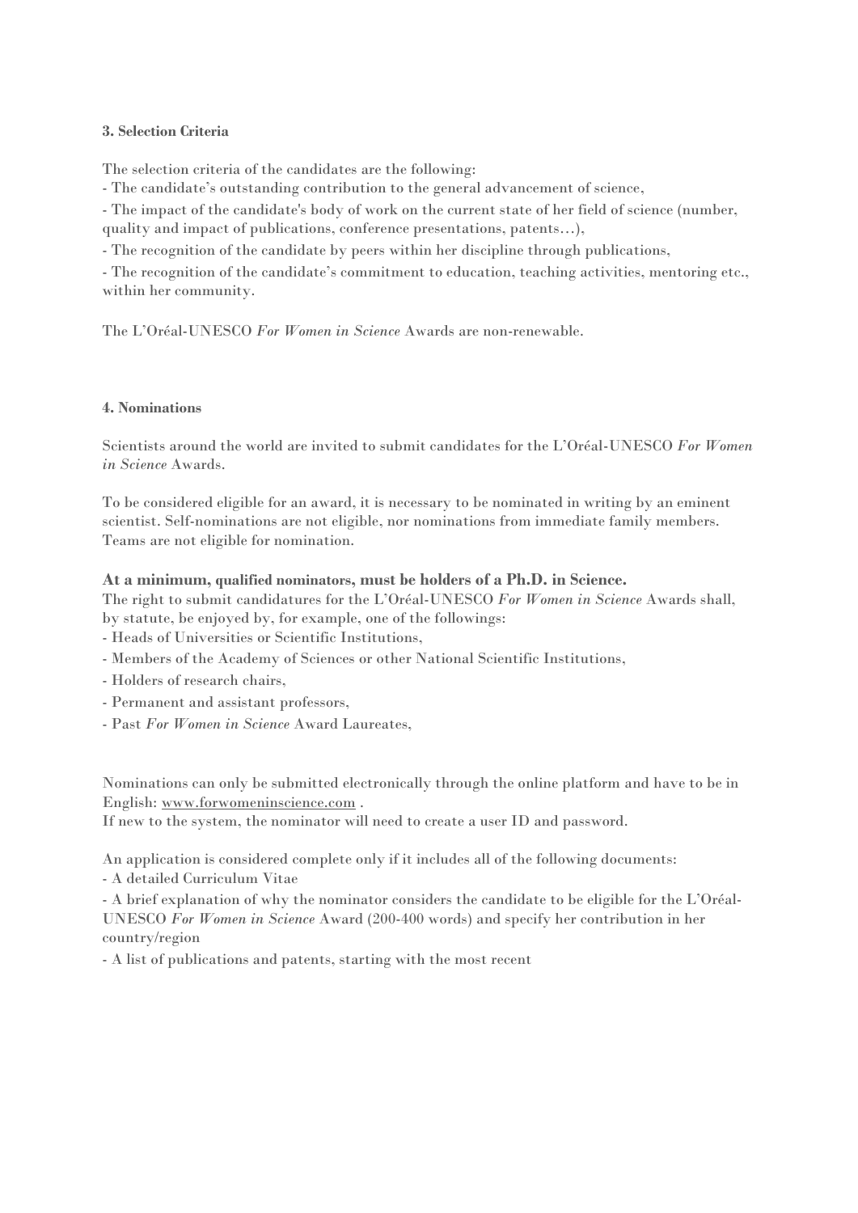### 3. Selection Criteria

The selection criteria of the candidates are the following:

- The candidate's outstanding contribution to the general advancement of science,
- The impact of the candidate's body of work on the current state of her field of science (number, quality and impact of publications, conference presentations, patents…),
- The recognition of the candidate by peers within her discipline through publications,
- The recognition of the candidate's commitment to education, teaching activities, mentoring etc., within her community.

The L'Oréal-UNESCO *For Women in Science* Awards are non-renewable.

### 4. Nominations

Scientists around the world are invited to submit candidates for the L'Oréal-UNESCO *For Women in Science* Awards.

To be considered eligible for an award, it is necessary to be nominated in writing by an eminent scientist. Self-nominations are not eligible, nor nominations from immediate family members. Teams are not eligible for nomination.

**At a minimum, qualified nominators, must be holders of a Ph.D. in Science.**

The right to submit candidatures for the L'Oréal-UNESCO *For Women in Science* Awards shall, by statute, be enjoyed by, for example, one of the followings:

- Heads of Universities or Scientific Institutions,
- Members of the Academy of Sciences or other National Scientific Institutions,
- Holders of research chairs,
- Permanent and assistant professors,
- Past *For Women in Science* Award Laureates,

Nominations can only be submitted electronically through the online platform and have to be in English: www.forwomeninscience.com .

If new to the system, the nominator will need to create a user ID and password.

An application is considered complete only if it includes all of the following documents:

- A detailed Curriculum Vitae
- A brief explanation of why the nominator considers the candidate to be eligible for the L'Oréal-UNESCO *For Women in Science* Award (200-400 words) and specify her contribution in her country/region
- A list of publications and patents, starting with the most recent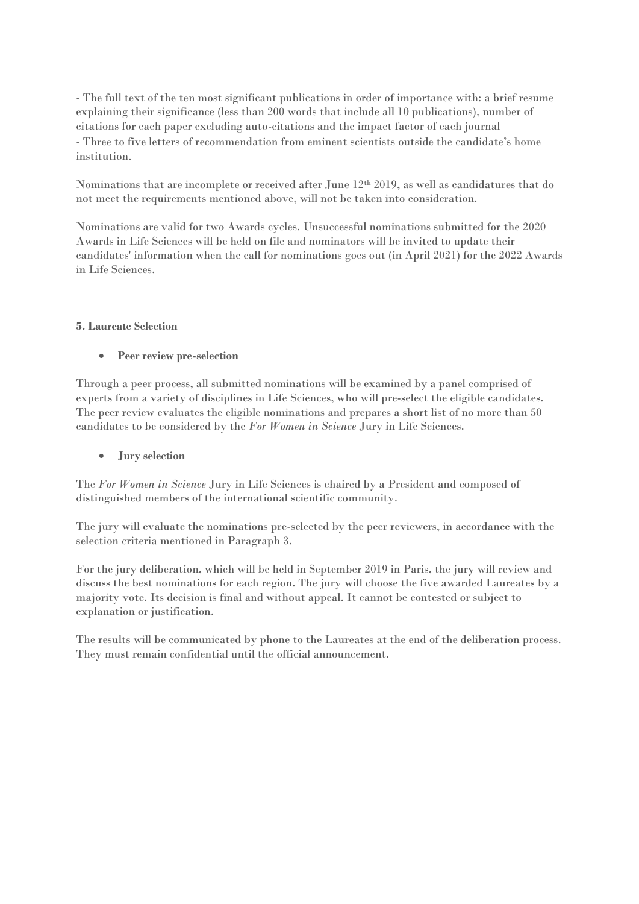- The full text of the ten most significant publications in order of importance with: a brief resume explaining their significance (less than 200 words that include all 10 publications), number of citations for each paper excluding auto-citations and the impact factor of each journal
- Three to five letters of recommendation from eminent scientists outside the candidate's home institution.

Nominations that are incomplete or received after June 12th 2019, as well as candidatures that do not meet the requirements mentioned above, will not be taken into consideration.

Nominations are valid for two Awards cycles. Unsuccessful nominations submitted for the 2020 Awards in Life Sciences will be held on file and nominators will be invited to update their candidates' information when the call for nominations goes out (in April 2021) for the 2022 Awards in Life Sciences.

**5. Laureate Selection**

- **Peer review pre-selection**

Through a peer process, all submitted nominations will be examined by a panel comprised of experts from a variety of disciplines in Life Sciences, who will pre-select the eligible candidates. The peer review evaluates the eligible nominations and prepares a short list of no more than 50 candidates to be considered by the *For Women in Science* Jury in Life Sciences.

- **Jury selection**

The *For Women in Science* Jury in Life Sciences is chaired by a President and composed of distinguished members of the international scientific community.

The jury will evaluate the nominations pre-selected by the peer reviewers, in accordance with the selection criteria mentioned in Paragraph 3.

For the jury deliberation, which will be held in September 2019 in Paris, the jury will review and discuss the best nominations for each region. The jury will choose the five awarded Laureates by a majority vote. Its decision is final and without appeal. It cannot be contested or subject to explanation or justification.

The results will be communicated by phone to the Laureates at the end of the deliberation process. They must remain confidential until the official announcement.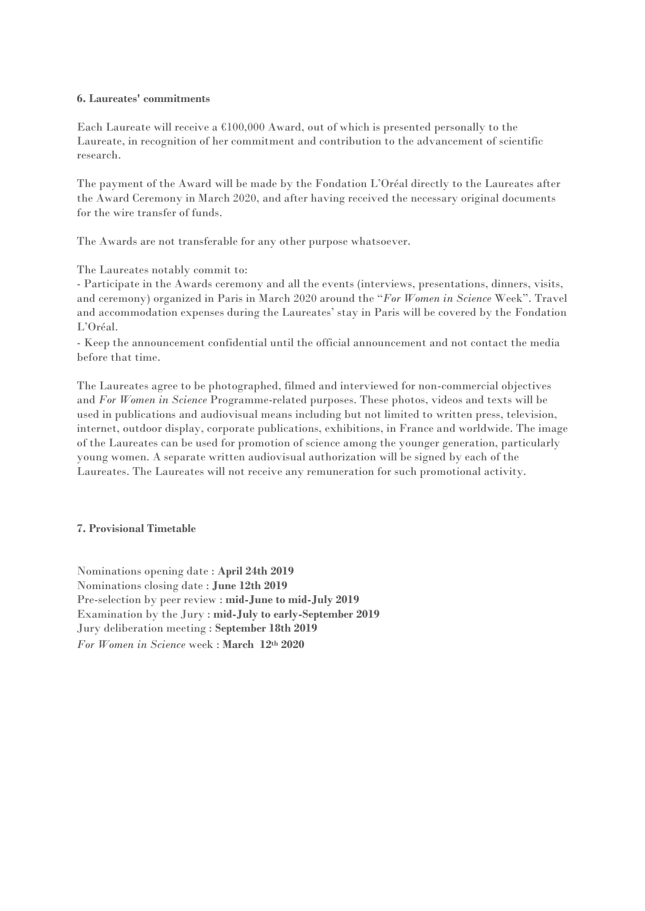**6. Laureates' commitments**

Each Laureate will receive a €100,000 Award, out of which is presented personally to the Laureate, in recognition of her commitment and contribution to the advancement of scientific research.

The payment of the Award will be made by the Fondation L'Oréal directly to the Laureates after the Award Ceremony in March 2020, and after having received the necessary original documents for the wire transfer of funds.

The Awards are not transferable for any other purpose whatsoever.

The Laureates notably commit to:
- Participate in the Awards ceremony and all the events (interviews, presentations, dinners, visits, and ceremony) organized in Paris in March 2020 around the "*For Women in Science* Week". Travel and accommodation expenses during the Laureates' stay in Paris will be covered by the Fondation L'Oréal.
- Keep the announcement confidential until the official announcement and not contact the media before that time.

The Laureates agree to be photographed, filmed and interviewed for non-commercial objectives and *For Women in Science* Programme-related purposes. These photos, videos and texts will be used in publications and audiovisual means including but not limited to written press, television, internet, outdoor display, corporate publications, exhibitions, in France and worldwide. The image of the Laureates can be used for promotion of science among the younger generation, particularly young women. A separate written audiovisual authorization will be signed by each of the Laureates. The Laureates will not receive any remuneration for such promotional activity.

**7. Provisional Timetable**

Nominations opening date : **April 24th 2019**
Nominations closing date : **June 12th 2019**
Pre-selection by peer review : **mid-June to mid-July 2019**
Examination by the Jury : **mid-July to early-September 2019**
Jury deliberation meeting : **September 18th 2019**
*For Women in Science* week : **March 12th 2020**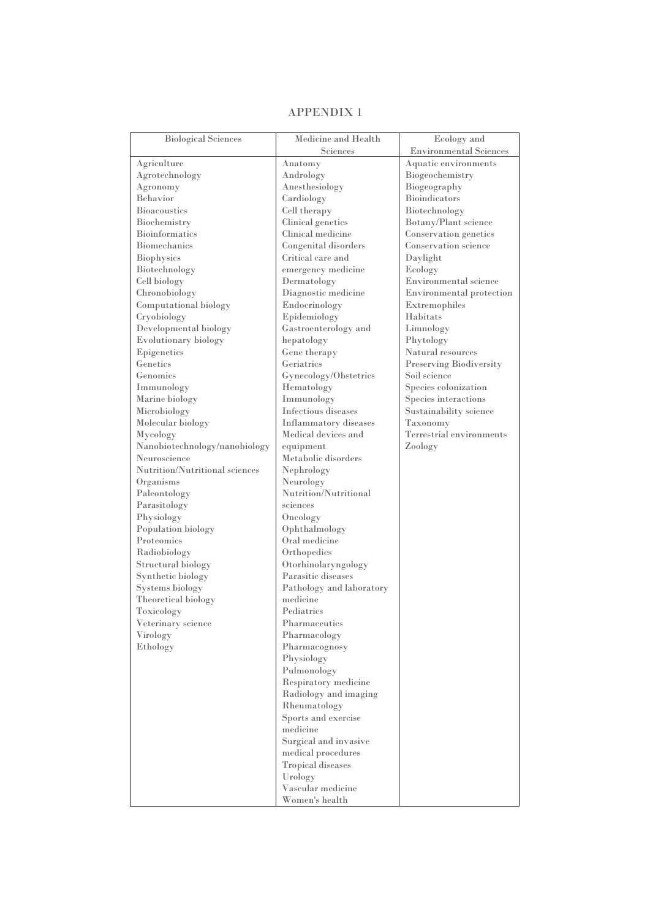# APPENDIX 1

| Biological Sciences | Medicine and Health Sciences | Ecology and Environmental Sciences |
|---|---|---|
| Agriculture | Anatomy | Aquatic environments |
| Agrotechnology | Andrology | Biogeochemistry |
| Agronomy | Anesthesiology | Biogeography |
| Behavior | Cardiology | Bioindicators |
| Bioacoustics | Cell therapy | Biotechnology |
| Biochemistry | Clinical genetics | Botany/Plant science |
| Bioinformatics | Clinical medicine | Conservation genetics |
| Biomechanics | Congenital disorders | Conservation science |
| Biophysics | Critical care and emergency medicine | Daylight |
| Biotechnology | Dermatology | Ecology |
| Cell biology | Diagnostic medicine | Environmental science |
| Chronobiology | Endocrinology | Environmental protection |
| Computational biology | Epidemiology | Extremophiles |
| Cryobiology | Gastroenterology and hepatology | Habitats |
| Developmental biology | Gene therapy | Limnology |
| Evolutionary biology | Geriatrics | Phytology |
| Epigenetics | Gynecology/Obstetrics | Natural resources |
| Genetics | Hematology | Preserving Biodiversity |
| Genomics | Immunology | Soil science |
| Immunology | Infectious diseases | Species colonization |
| Marine biology | Inflammatory diseases | Species interactions |
| Microbiology | Medical devices and equipment | Sustainability science |
| Molecular biology | Metabolic disorders | Taxonomy |
| Mycology | Nephrology | Terrestrial environments |
| Nanobiotechnology/nanobiology | Neurology | Zoology |
| Neuroscience | Nutrition/Nutritional sciences | |
| Nutrition/Nutritional sciences | Oncology | |
| Organisms | Ophthalmology | |
| Paleontology | Oral medicine | |
| Parasitology | Orthopedics | |
| Physiology | Otorhinolaryngology | |
| Population biology | Parasitic diseases | |
| Proteomics | Pathology and laboratory medicine | |
| Radiobiology | Pediatrics | |
| Structural biology | Pharmaceutics | |
| Synthetic biology | Pharmacology | |
| Systems biology | Pharmacognosy | |
| Theoretical biology | Physiology | |
| Toxicology | Pulmonology | |
| Veterinary science | Respiratory medicine | |
| Virology | Radiology and imaging | |
| Ethology | Rheumatology | |
| | Sports and exercise medicine | |
| | Surgical and invasive medical procedures | |
| | Tropical diseases | |
| | Urology | |
| | Vascular medicine | |
| | Women's health | |